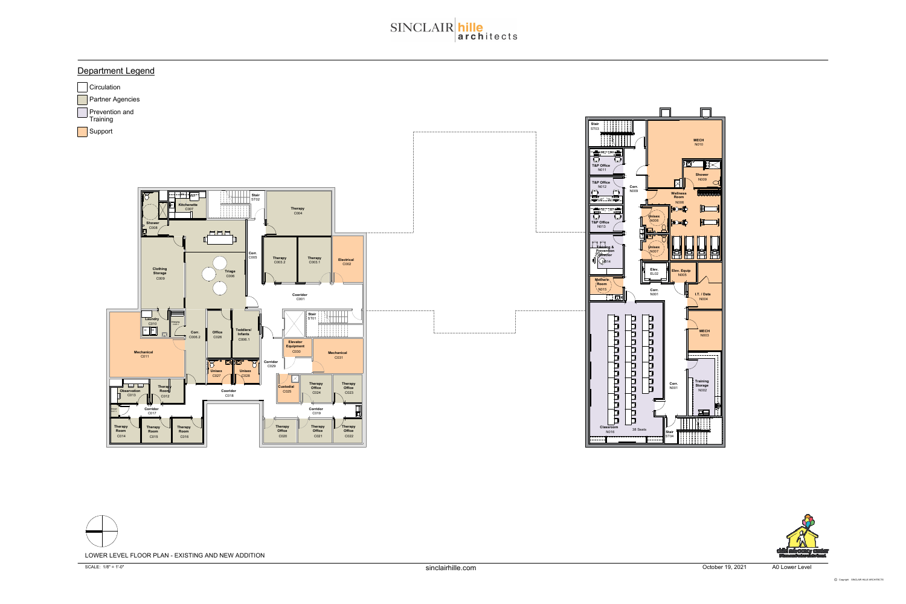SINCLAIR hille architects

## Department Legend

- Circulation
- Partner Agencies
- Prevention and Training
- Support

Stair ST02

Kitchenette C007

Shower C008

Therapy C004

Corr. C005

Therapy C003.2

Therapy C003.1

Electrical C002

Clothing Storage C009

Triage C006

Coordor C001

Laundry C010

Stair ST01

Corr. C006.2

Office C026

Toddlers/ Infants C006.1

Elevator Equipment C030

Mechanical C011

Corridor C029

Mechanical C031

Unisex C027

Unisex C028

Custodial C025

Therapy Office C024

Therapy Office C023

Observation C013

Therapy Room C012

Coordor C018

Corridor C017

Corridor C019

Therapy Room C014

Therapy Room C015

Therapy Room C016

Therapy Office C020

Therapy Office C021

Therapy Office C022

Stair ST03

MECH N010

T&P Office N011

Shower N009

T&P Office N012

Corr. N009

Wellness Room N006

Unisex N008

T&P Office N013

Unisex N007

Training & Prevention Director N014

Elev. EL02

Elev. Equip N005

Mothers Room N015

Corr. N001

I.T. / Data N004

MECH N003

Corr. N001

Training Storage N002

Classroom N016

38 Seats

Stair ST04

LOWER LEVEL FLOOR PLAN - EXISTING AND NEW ADDITION

SCALE: 1/8" = 1'-0"

sinclairhille.com

October 19, 2021

A0 Lower Level

© Copyright SINCLAIR HILLE ARCHITECTS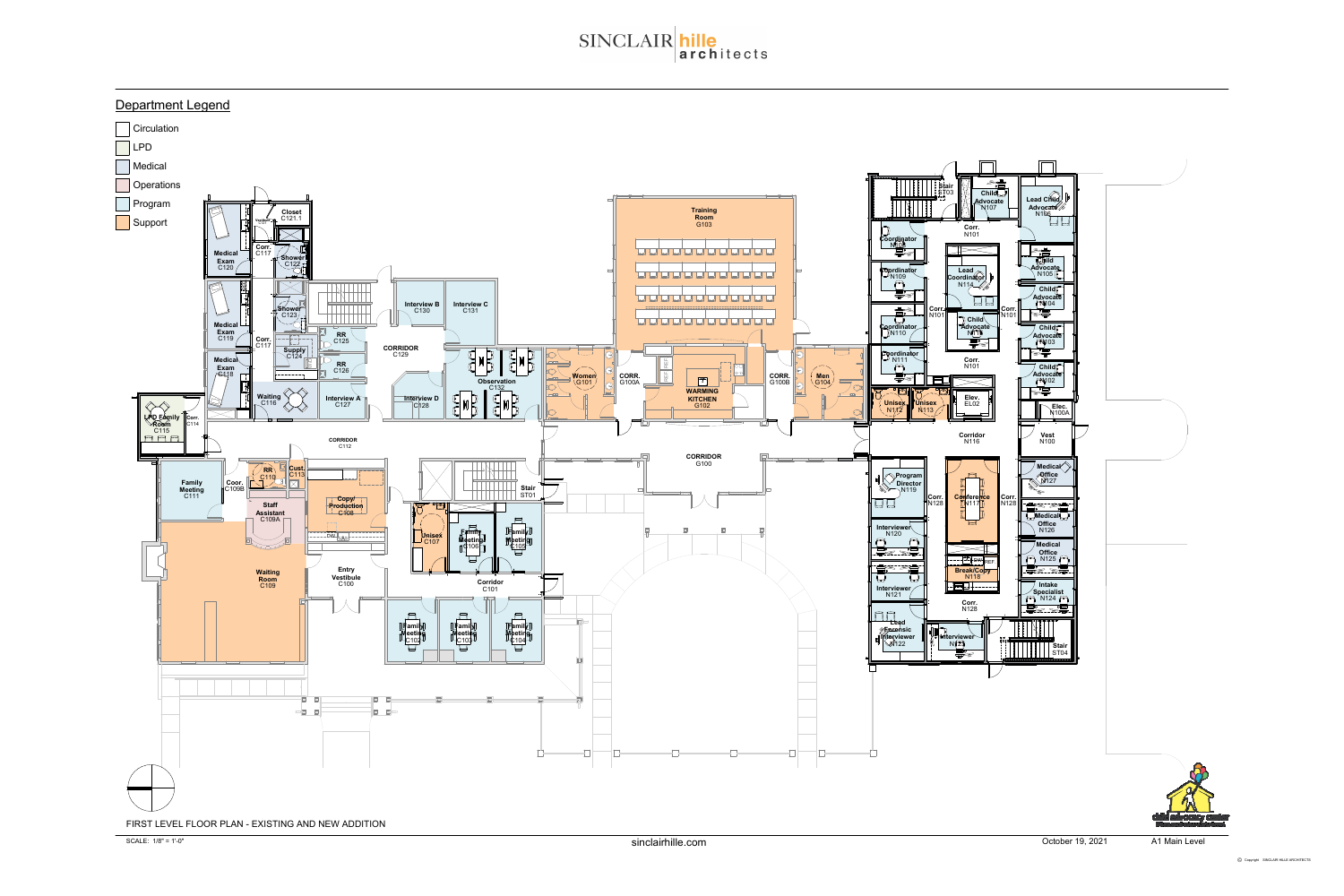SINCLAIR hille architects

## Department Legend

- Circulation
- LPD
- Medical
- Operations
- Program
- Support

Closet C121.1
Medical Exam C120
Corr. C117
Shower C122
Shower C123
Medical Exam C119
Corr. C117
RR C125
Supply C124
RR C126
Medical Exam C118
Waiting C116
Interview A C127
Interview B C130
Interview C C131
CORRIDOR C129
Interview D C128
Observation C132
LPD Family Room C115
Corr. C114
CORRIDOR C112
Family Meeting C111
Coor. C109B
RR C110
Cust. C113
Staff Assistant C109A
Copy/ Production C108
Waiting Room C109
Entry Vestibule C100
Unisex C107
Family Meeting C106
Family Meeting C105
Stair ST01
Corridor C101
Family Meeting C102
Family Meeting C103
Family Meeting C104
Training Room G103
Women G101
CORR. G100A
WARMING KITCHEN G102
CORR. G100B
Men G104
CORRIDOR G100
Stair ST03
Child Advocate N107
Lead Child Advocate N106
Corr. N101
Coordinator N108
Coordinator N109
Lead Coordinator N114
Child Advocate N105
Child Advocate N104
Corr. N101
Corr. N101
Coordinator N110
Child Advocate N115
Child Advocate N103
Coordinator N111
Corr. N101
Child Advocate N102
Unisex N112
Unisex N113
Elev. EL02
Elec. N100A
Corridor N116
Vest N100
Program Director N119
Corr. N128
Conference N117
Corr. N128
Medical Office N127
Medical Office N126
Interviewer N120
Medical Office N125
Break/Copy N118
Interviewer N121
Intake Specialist N124
Corr. N128
Lead Forensic Interviewer N122
Interviewer N123
Stair ST04

FIRST LEVEL FLOOR PLAN - EXISTING AND NEW ADDITION

SCALE: 1/8" = 1'-0"

sinclairhille.com

October 19, 2021

A1 Main Level

© Copyright SINCLAIR HILLE ARCHITECTS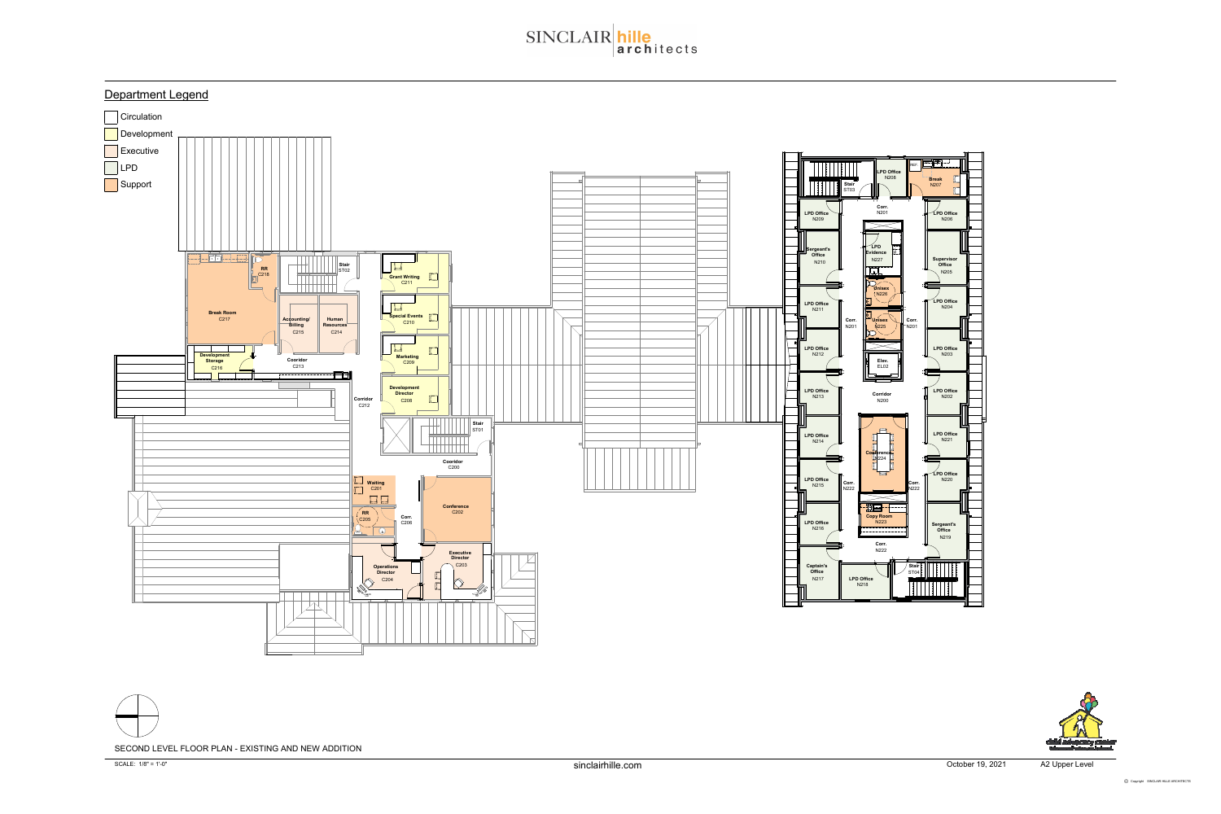SINCLAIR hille architects

## Department Legend

- Circulation
- Development
- Executive
- LPD
- Support

LPD Office N208
Stair ST03
Break N207
Corr. N201
LPD Office N209
LPD Office N206
Sergeant's Office N210
LPD Evidence N227
Supervisor Office N205
Unisex N226
LPD Office N211
LPD Office N204
Corr. N201
Unisex N225
Corr. N201
LPD Office N212
Elev. EL02
LPD Office N203
LPD Office N213
Corridor N200
LPD Office N202
LPD Office N214
Conference N224
LPD Office N221
LPD Office N215
Corr. N222
Corr. N222
LPD Office N220
Copy Room N223
LPD Office N216
Sergeant's Office N219
Corr. N222
Captain's Office N217
LPD Office N218
Stair ST04

RR C218
Stair ST02
Grant Writing C211
Break Room C217
Accounting/ Billing C215
Human Resources C214
Special Events C210
Development Storage C216
Cooridor C213
Marketing C209
Corridor C212
Development Director C208
Stair ST01
Cooridor C200
Waiting C201
Conference C202
RR C205
Corr. C206
Executive Director C203
Operations Director C204

SECOND LEVEL FLOOR PLAN - EXISTING AND NEW ADDITION

SCALE: 1/8" = 1'-0"

sinclairhille.com

October 19, 2021

A2 Upper Level

© Copyright SINCLAIR HILLE ARCHITECTS